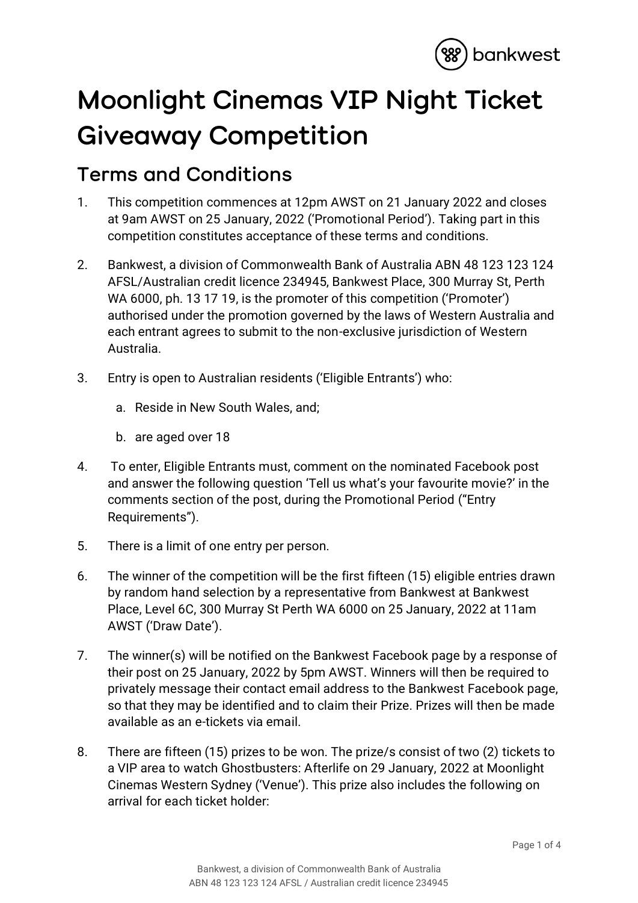# Moonlight Cinemas VIP Night Ticket Giveaway Competition

## Terms and Conditions

1. This competition commences at 12pm AWST on 21 January 2022 and closes at 9am AWST on 25 January, 2022 ('Promotional Period'). Taking part in this competition constitutes acceptance of these terms and conditions.

2. Bankwest, a division of Commonwealth Bank of Australia ABN 48 123 123 124 AFSL/Australian credit licence 234945, Bankwest Place, 300 Murray St, Perth WA 6000, ph. 13 17 19, is the promoter of this competition ('Promoter') authorised under the promotion governed by the laws of Western Australia and each entrant agrees to submit to the non-exclusive jurisdiction of Western Australia.

3. Entry is open to Australian residents ('Eligible Entrants') who:

   a. Reside in New South Wales, and;

   b. are aged over 18

4. To enter, Eligible Entrants must, comment on the nominated Facebook post and answer the following question 'Tell us what's your favourite movie?' in the comments section of the post, during the Promotional Period ("Entry Requirements").

5. There is a limit of one entry per person.

6. The winner of the competition will be the first fifteen (15) eligible entries drawn by random hand selection by a representative from Bankwest at Bankwest Place, Level 6C, 300 Murray St Perth WA 6000 on 25 January, 2022 at 11am AWST ('Draw Date').

7. The winner(s) will be notified on the Bankwest Facebook page by a response of their post on 25 January, 2022 by 5pm AWST. Winners will then be required to privately message their contact email address to the Bankwest Facebook page, so that they may be identified and to claim their Prize. Prizes will then be made available as an e-tickets via email.

8. There are fifteen (15) prizes to be won. The prize/s consist of two (2) tickets to a VIP area to watch Ghostbusters: Afterlife on 29 January, 2022 at Moonlight Cinemas Western Sydney ('Venue'). This prize also includes the following on arrival for each ticket holder: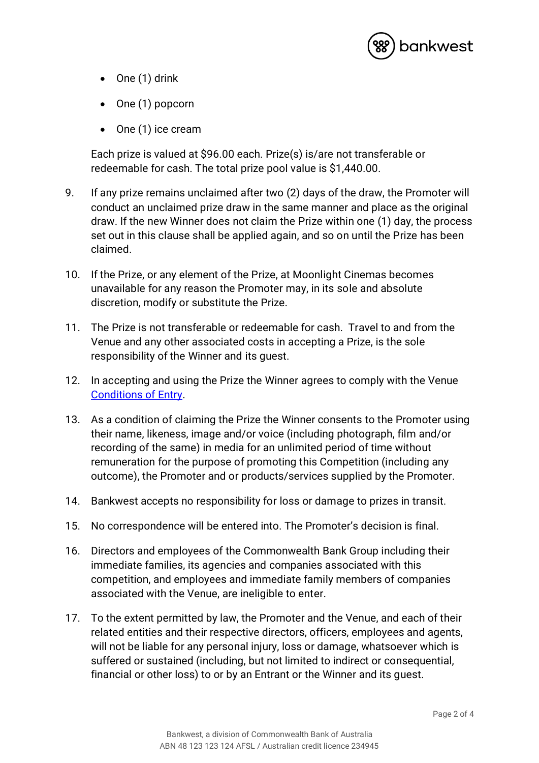- One (1) drink
- One (1) popcorn
- One (1) ice cream

Each prize is valued at $96.00 each. Prize(s) is/are not transferable or redeemable for cash. The total prize pool value is $1,440.00.

9. If any prize remains unclaimed after two (2) days of the draw, the Promoter will conduct an unclaimed prize draw in the same manner and place as the original draw. If the new Winner does not claim the Prize within one (1) day, the process set out in this clause shall be applied again, and so on until the Prize has been claimed.

10. If the Prize, or any element of the Prize, at Moonlight Cinemas becomes unavailable for any reason the Promoter may, in its sole and absolute discretion, modify or substitute the Prize.

11. The Prize is not transferable or redeemable for cash. Travel to and from the Venue and any other associated costs in accepting a Prize, is the sole responsibility of the Winner and its guest.

12. In accepting and using the Prize the Winner agrees to comply with the Venue Conditions of Entry.

13. As a condition of claiming the Prize the Winner consents to the Promoter using their name, likeness, image and/or voice (including photograph, film and/or recording of the same) in media for an unlimited period of time without remuneration for the purpose of promoting this Competition (including any outcome), the Promoter and or products/services supplied by the Promoter.

14. Bankwest accepts no responsibility for loss or damage to prizes in transit.

15. No correspondence will be entered into. The Promoter's decision is final.

16. Directors and employees of the Commonwealth Bank Group including their immediate families, its agencies and companies associated with this competition, and employees and immediate family members of companies associated with the Venue, are ineligible to enter.

17. To the extent permitted by law, the Promoter and the Venue, and each of their related entities and their respective directors, officers, employees and agents, will not be liable for any personal injury, loss or damage, whatsoever which is suffered or sustained (including, but not limited to indirect or consequential, financial or other loss) to or by an Entrant or the Winner and its guest.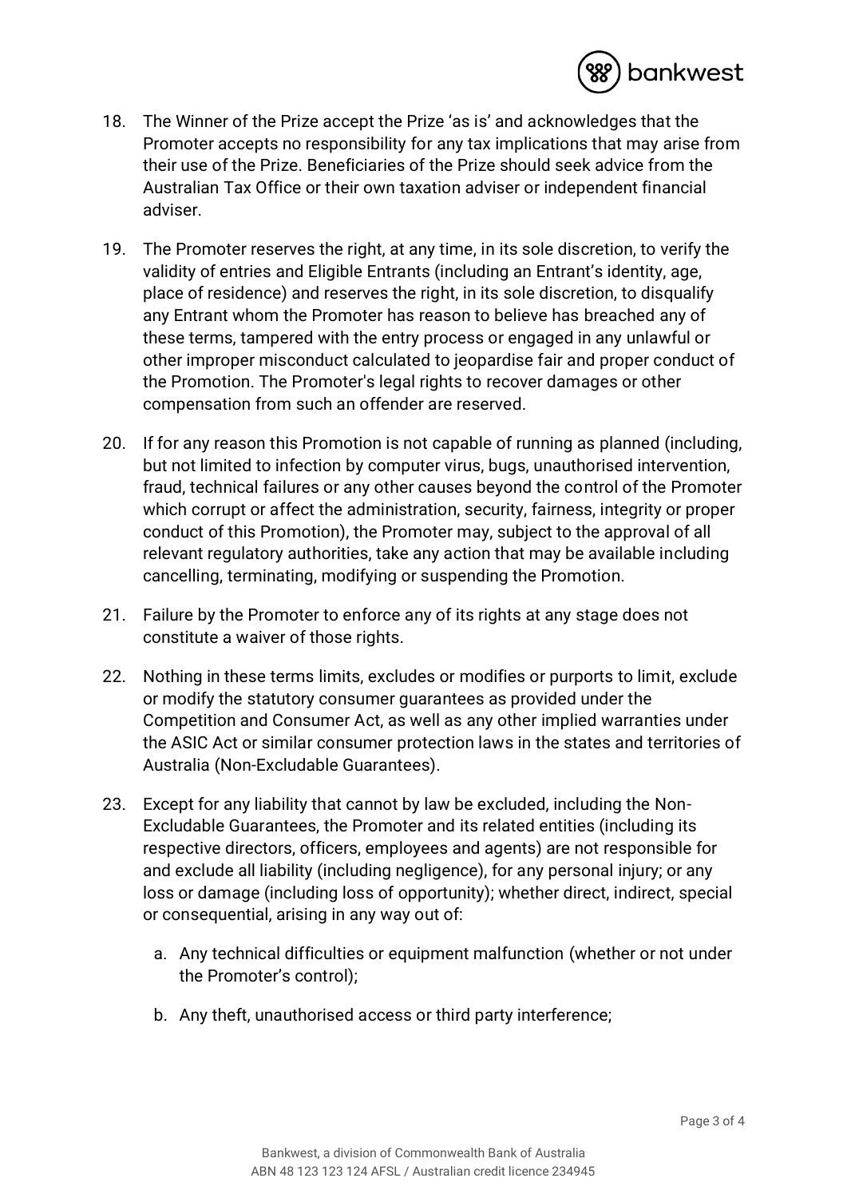18. The Winner of the Prize accept the Prize 'as is' and acknowledges that the Promoter accepts no responsibility for any tax implications that may arise from their use of the Prize. Beneficiaries of the Prize should seek advice from the Australian Tax Office or their own taxation adviser or independent financial adviser.

19. The Promoter reserves the right, at any time, in its sole discretion, to verify the validity of entries and Eligible Entrants (including an Entrant's identity, age, place of residence) and reserves the right, in its sole discretion, to disqualify any Entrant whom the Promoter has reason to believe has breached any of these terms, tampered with the entry process or engaged in any unlawful or other improper misconduct calculated to jeopardise fair and proper conduct of the Promotion. The Promoter's legal rights to recover damages or other compensation from such an offender are reserved.

20. If for any reason this Promotion is not capable of running as planned (including, but not limited to infection by computer virus, bugs, unauthorised intervention, fraud, technical failures or any other causes beyond the control of the Promoter which corrupt or affect the administration, security, fairness, integrity or proper conduct of this Promotion), the Promoter may, subject to the approval of all relevant regulatory authorities, take any action that may be available including cancelling, terminating, modifying or suspending the Promotion.

21. Failure by the Promoter to enforce any of its rights at any stage does not constitute a waiver of those rights.

22. Nothing in these terms limits, excludes or modifies or purports to limit, exclude or modify the statutory consumer guarantees as provided under the Competition and Consumer Act, as well as any other implied warranties under the ASIC Act or similar consumer protection laws in the states and territories of Australia (Non-Excludable Guarantees).

23. Except for any liability that cannot by law be excluded, including the Non-Excludable Guarantees, the Promoter and its related entities (including its respective directors, officers, employees and agents) are not responsible for and exclude all liability (including negligence), for any personal injury; or any loss or damage (including loss of opportunity); whether direct, indirect, special or consequential, arising in any way out of:

    a. Any technical difficulties or equipment malfunction (whether or not under the Promoter's control);

    b. Any theft, unauthorised access or third party interference;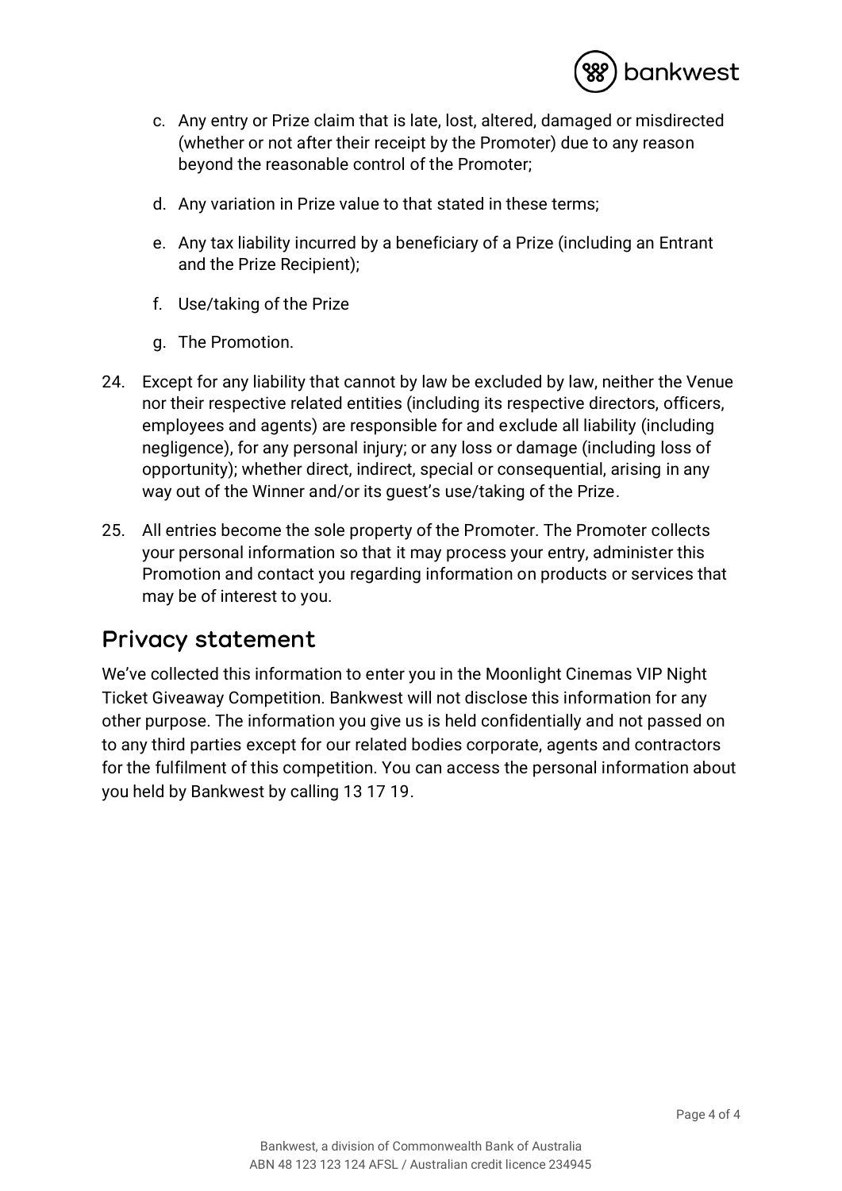c. Any entry or Prize claim that is late, lost, altered, damaged or misdirected (whether or not after their receipt by the Promoter) due to any reason beyond the reasonable control of the Promoter;

d. Any variation in Prize value to that stated in these terms;

e. Any tax liability incurred by a beneficiary of a Prize (including an Entrant and the Prize Recipient);

f. Use/taking of the Prize

g. The Promotion.

24. Except for any liability that cannot by law be excluded by law, neither the Venue nor their respective related entities (including its respective directors, officers, employees and agents) are responsible for and exclude all liability (including negligence), for any personal injury; or any loss or damage (including loss of opportunity); whether direct, indirect, special or consequential, arising in any way out of the Winner and/or its guest's use/taking of the Prize.

25. All entries become the sole property of the Promoter. The Promoter collects your personal information so that it may process your entry, administer this Promotion and contact you regarding information on products or services that may be of interest to you.

## Privacy statement

We've collected this information to enter you in the Moonlight Cinemas VIP Night Ticket Giveaway Competition. Bankwest will not disclose this information for any other purpose. The information you give us is held confidentially and not passed on to any third parties except for our related bodies corporate, agents and contractors for the fulfilment of this competition. You can access the personal information about you held by Bankwest by calling 13 17 19.